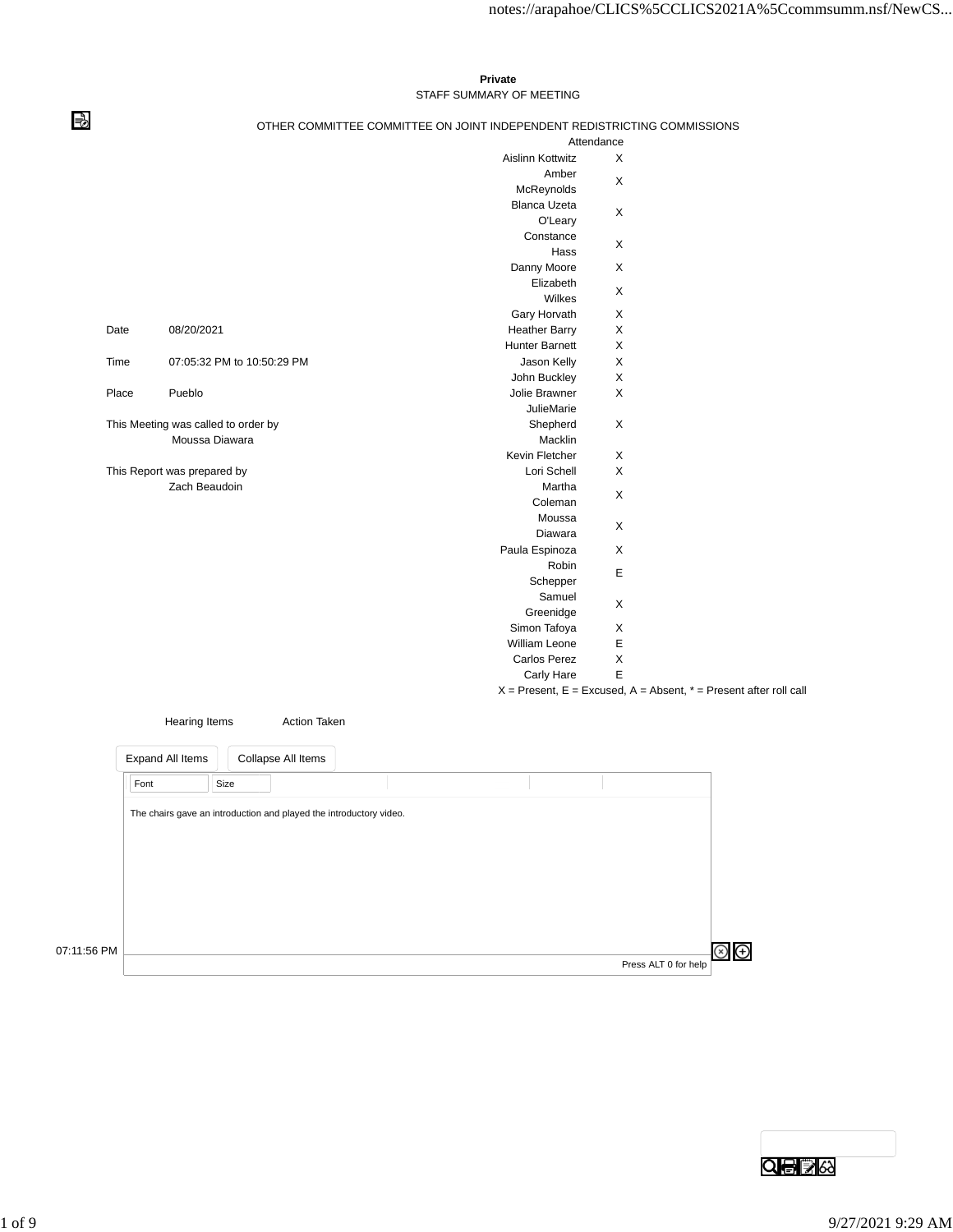**Private**

STAFF SUMMARY OF MEETING

OTHER COMMITTEE COMMITTEE ON JOINT INDEPENDENT REDISTRICTING COMMISSIONS

| | |
|---|---|
| Date | 08/20/2021 |
| Time | 07:05:32 PM to 10:50:29 PM |
| Place | Pueblo |
| This Meeting was called to order by | Moussa Diawara |
| This Report was prepared by | Zach Beaudoin |

| Attendance | |
|---|---|
| Aislinn Kottwitz | X |
| Amber McReynolds | X |
| Blanca Uzeta O'Leary | X |
| Constance Hass | X |
| Danny Moore | X |
| Elizabeth Wilkes | X |
| Gary Horvath | X |
| Heather Barry | X |
| Hunter Barnett | X |
| Jason Kelly | X |
| John Buckley | X |
| Jolie Brawner | X |
| JulieMarie Shepherd Macklin | X |
| Kevin Fletcher | X |
| Lori Schell | X |
| Martha Coleman | X |
| Moussa Diawara | X |
| Paula Espinoza | X |
| Robin Schepper | E |
| Samuel Greenidge | X |
| Simon Tafoya | X |
| William Leone | E |
| Carlos Perez | X |
| Carly Hare | E |

X = Present, E = Excused, A = Absent, * = Present after roll call

| Hearing Items | Action Taken |
|---|---|

07:11:56 PM

The chairs gave an introduction and played the introductory video.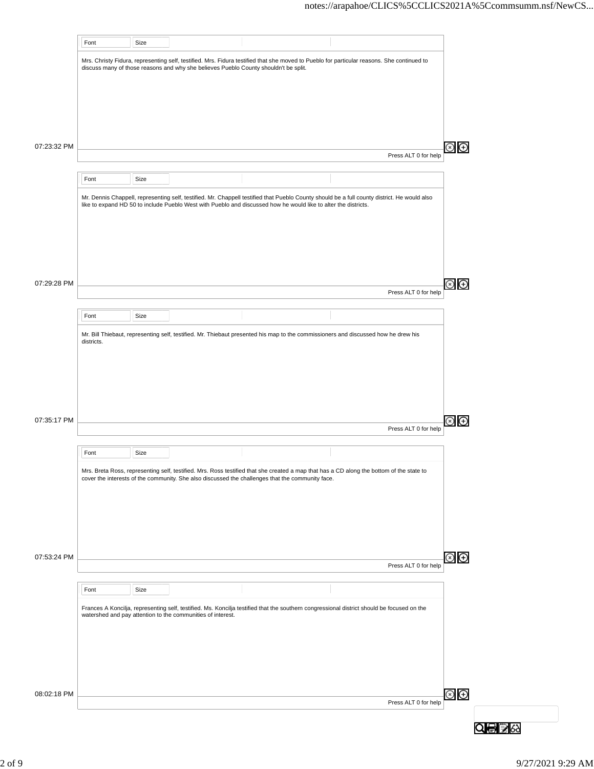Mrs. Christy Fidura, representing self, testified. Mrs. Fidura testified that she moved to Pueblo for particular reasons. She continued to discuss many of those reasons and why she believes Pueblo County shouldn't be split.

07:23:32 PM

Mr. Dennis Chappell, representing self, testified. Mr. Chappell testified that Pueblo County should be a full county district. He would also like to expand HD 50 to include Pueblo West with Pueblo and discussed how he would like to alter the districts.

07:29:28 PM

Mr. Bill Thiebaut, representing self, testified. Mr. Thiebaut presented his map to the commissioners and discussed how he drew his districts.

07:35:17 PM

Mrs. Breta Ross, representing self, testified. Mrs. Ross testified that she created a map that has a CD along the bottom of the state to cover the interests of the community. She also discussed the challenges that the community face.

07:53:24 PM

Frances A Koncilja, representing self, testified. Ms. Koncilja testified that the southern congressional district should be focused on the watershed and pay attention to the communities of interest.

08:02:18 PM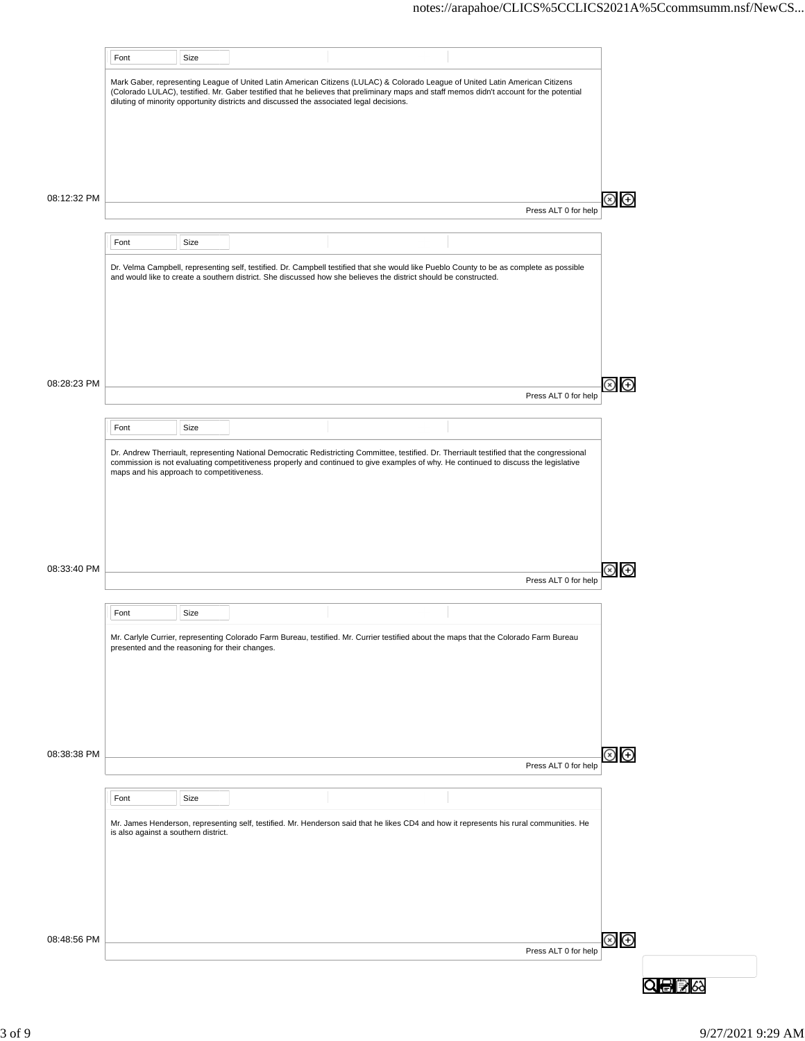Mark Gaber, representing League of United Latin American Citizens (LULAC) & Colorado League of United Latin American Citizens (Colorado LULAC), testified. Mr. Gaber testified that he believes that preliminary maps and staff memos didn't account for the potential diluting of minority opportunity districts and discussed the associated legal decisions.

08:12:32 PM

Dr. Velma Campbell, representing self, testified. Dr. Campbell testified that she would like Pueblo County to be as complete as possible and would like to create a southern district. She discussed how she believes the district should be constructed.

08:28:23 PM

Dr. Andrew Therriault, representing National Democratic Redistricting Committee, testified. Dr. Therriault testified that the congressional commission is not evaluating competitiveness properly and continued to give examples of why. He continued to discuss the legislative maps and his approach to competitiveness.

08:33:40 PM

Mr. Carlyle Currier, representing Colorado Farm Bureau, testified. Mr. Currier testified about the maps that the Colorado Farm Bureau presented and the reasoning for their changes.

08:38:38 PM

Mr. James Henderson, representing self, testified. Mr. Henderson said that he likes CD4 and how it represents his rural communities. He is also against a southern district.

08:48:56 PM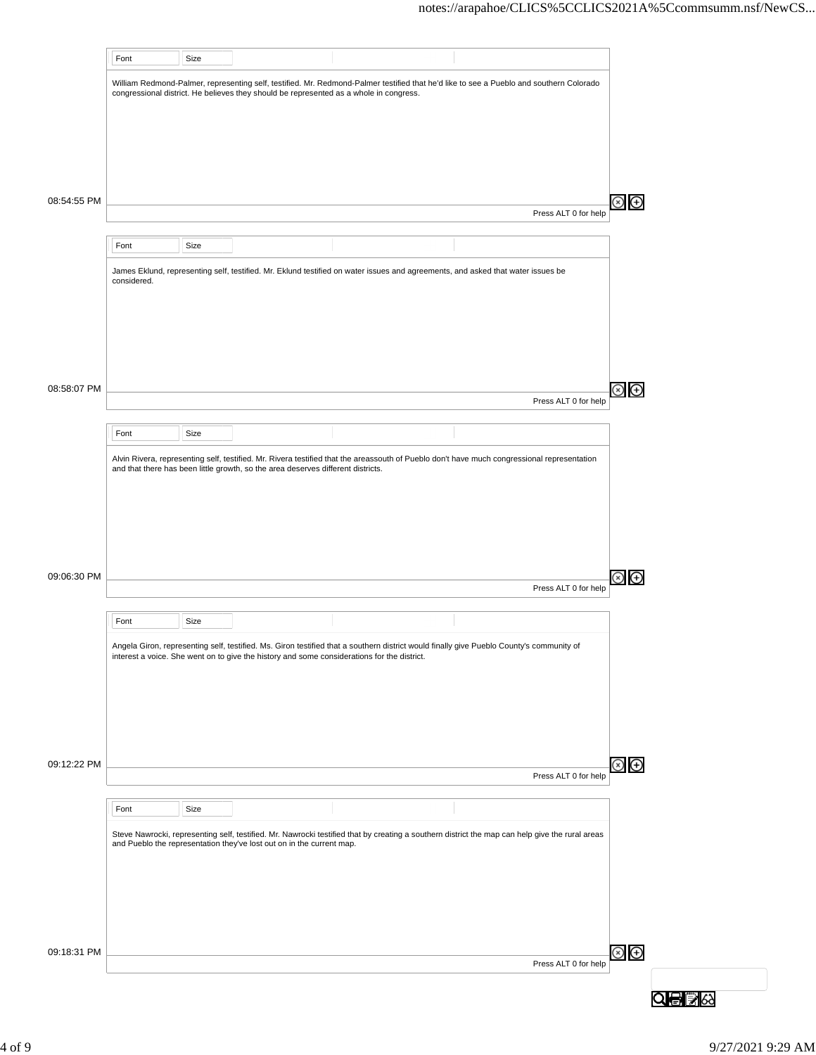08:54:55 PM

William Redmond-Palmer, representing self, testified. Mr. Redmond-Palmer testified that he'd like to see a Pueblo and southern Colorado congressional district. He believes they should be represented as a whole in congress.

08:58:07 PM

James Eklund, representing self, testified. Mr. Eklund testified on water issues and agreements, and asked that water issues be considered.

09:06:30 PM

Alvin Rivera, representing self, testified. Mr. Rivera testified that the areassouth of Pueblo don't have much congressional representation and that there has been little growth, so the area deserves different districts.

09:12:22 PM

Angela Giron, representing self, testified. Ms. Giron testified that a southern district would finally give Pueblo County's community of interest a voice. She went on to give the history and some considerations for the district.

09:18:31 PM

Steve Nawrocki, representing self, testified. Mr. Nawrocki testified that by creating a southern district the map can help give the rural areas and Pueblo the representation they've lost out on in the current map.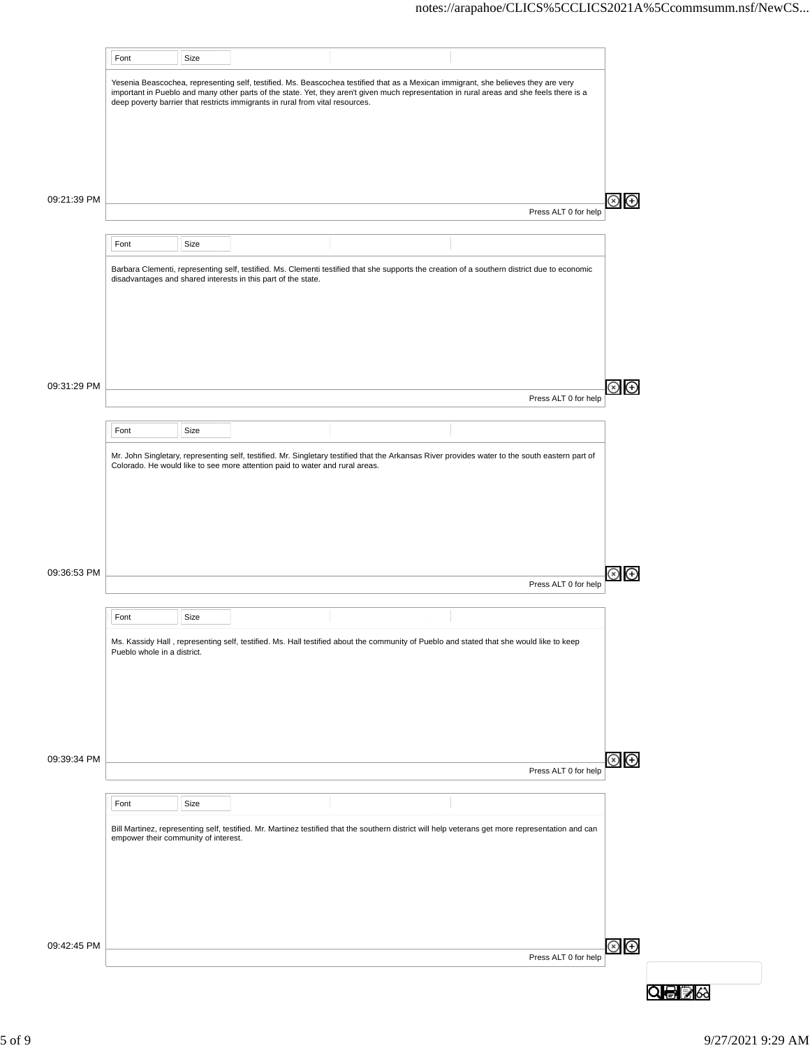Yesenia Beascochea, representing self, testified. Ms. Beascochea testified that as a Mexican immigrant, she believes they are very important in Pueblo and many other parts of the state. Yet, they aren't given much representation in rural areas and she feels there is a deep poverty barrier that restricts immigrants in rural from vital resources.

09:21:39 PM

Barbara Clementi, representing self, testified. Ms. Clementi testified that she supports the creation of a southern district due to economic disadvantages and shared interests in this part of the state.

09:31:29 PM

Mr. John Singletary, representing self, testified. Mr. Singletary testified that the Arkansas River provides water to the south eastern part of Colorado. He would like to see more attention paid to water and rural areas.

09:36:53 PM

Ms. Kassidy Hall , representing self, testified. Ms. Hall testified about the community of Pueblo and stated that she would like to keep Pueblo whole in a district.

09:39:34 PM

Bill Martinez, representing self, testified. Mr. Martinez testified that the southern district will help veterans get more representation and can empower their community of interest.

09:42:45 PM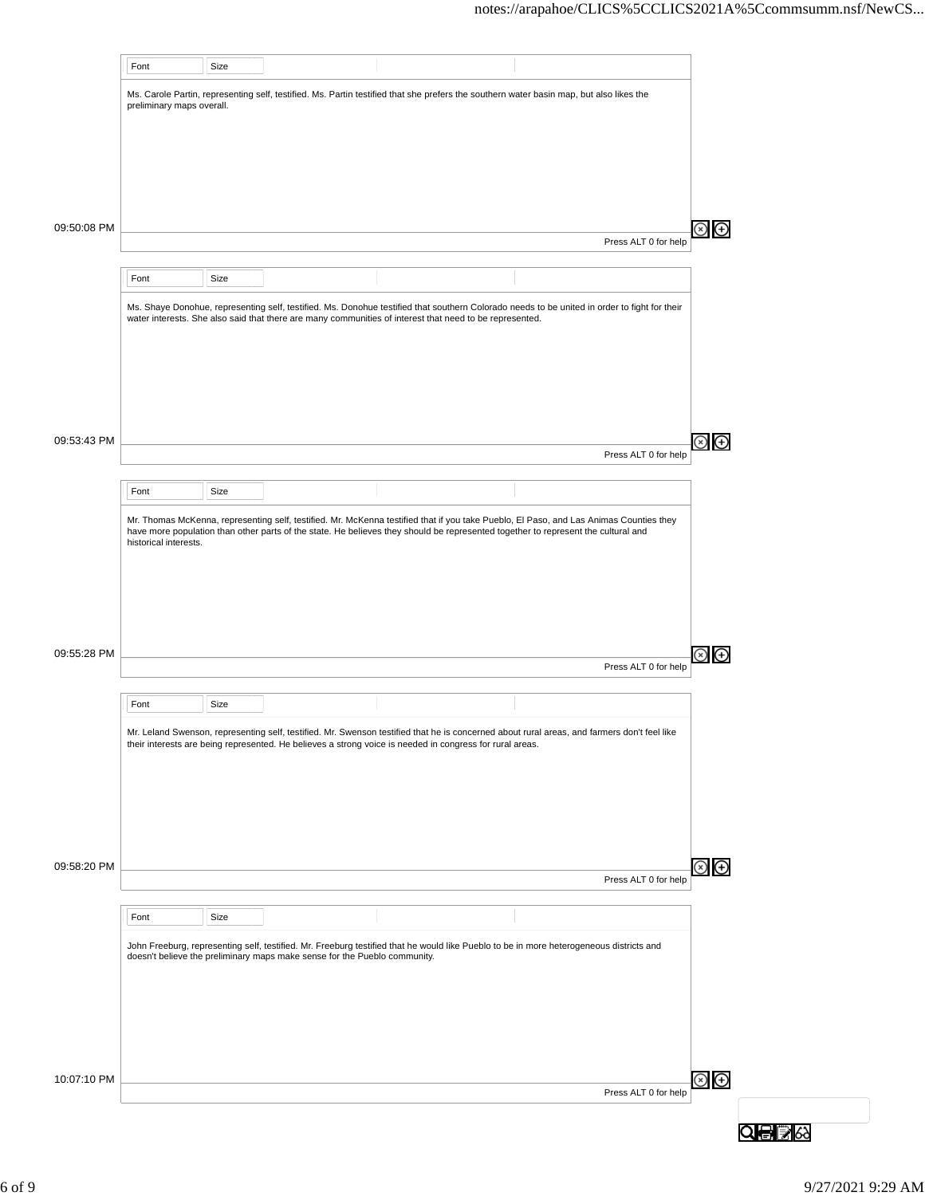Ms. Carole Partin, representing self, testified. Ms. Partin testified that she prefers the southern water basin map, but also likes the preliminary maps overall.

09:50:08 PM

Ms. Shaye Donohue, representing self, testified. Ms. Donohue testified that southern Colorado needs to be united in order to fight for their water interests. She also said that there are many communities of interest that need to be represented.

09:53:43 PM

Mr. Thomas McKenna, representing self, testified. Mr. McKenna testified that if you take Pueblo, El Paso, and Las Animas Counties they have more population than other parts of the state. He believes they should be represented together to represent the cultural and historical interests.

09:55:28 PM

Mr. Leland Swenson, representing self, testified. Mr. Swenson testified that he is concerned about rural areas, and farmers don't feel like their interests are being represented. He believes a strong voice is needed in congress for rural areas.

09:58:20 PM

John Freeburg, representing self, testified. Mr. Freeburg testified that he would like Pueblo to be in more heterogeneous districts and doesn't believe the preliminary maps make sense for the Pueblo community.

10:07:10 PM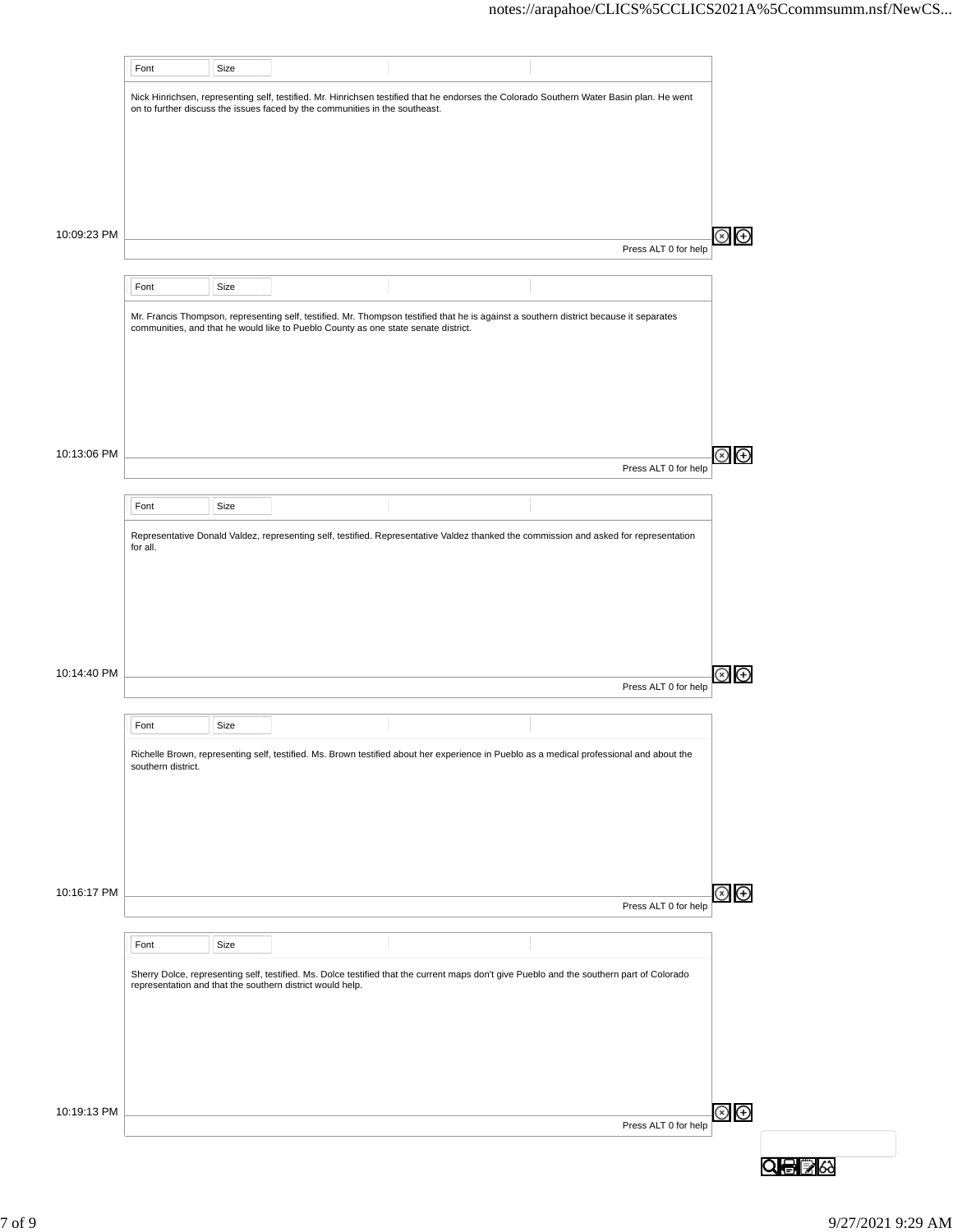Nick Hinrichsen, representing self, testified. Mr. Hinrichsen testified that he endorses the Colorado Southern Water Basin plan. He went on to further discuss the issues faced by the communities in the southeast.

10:09:23 PM

Mr. Francis Thompson, representing self, testified. Mr. Thompson testified that he is against a southern district because it separates communities, and that he would like to Pueblo County as one state senate district.

10:13:06 PM

Representative Donald Valdez, representing self, testified. Representative Valdez thanked the commission and asked for representation for all.

10:14:40 PM

Richelle Brown, representing self, testified. Ms. Brown testified about her experience in Pueblo as a medical professional and about the southern district.

10:16:17 PM

Sherry Dolce, representing self, testified. Ms. Dolce testified that the current maps don't give Pueblo and the southern part of Colorado representation and that the southern district would help.

10:19:13 PM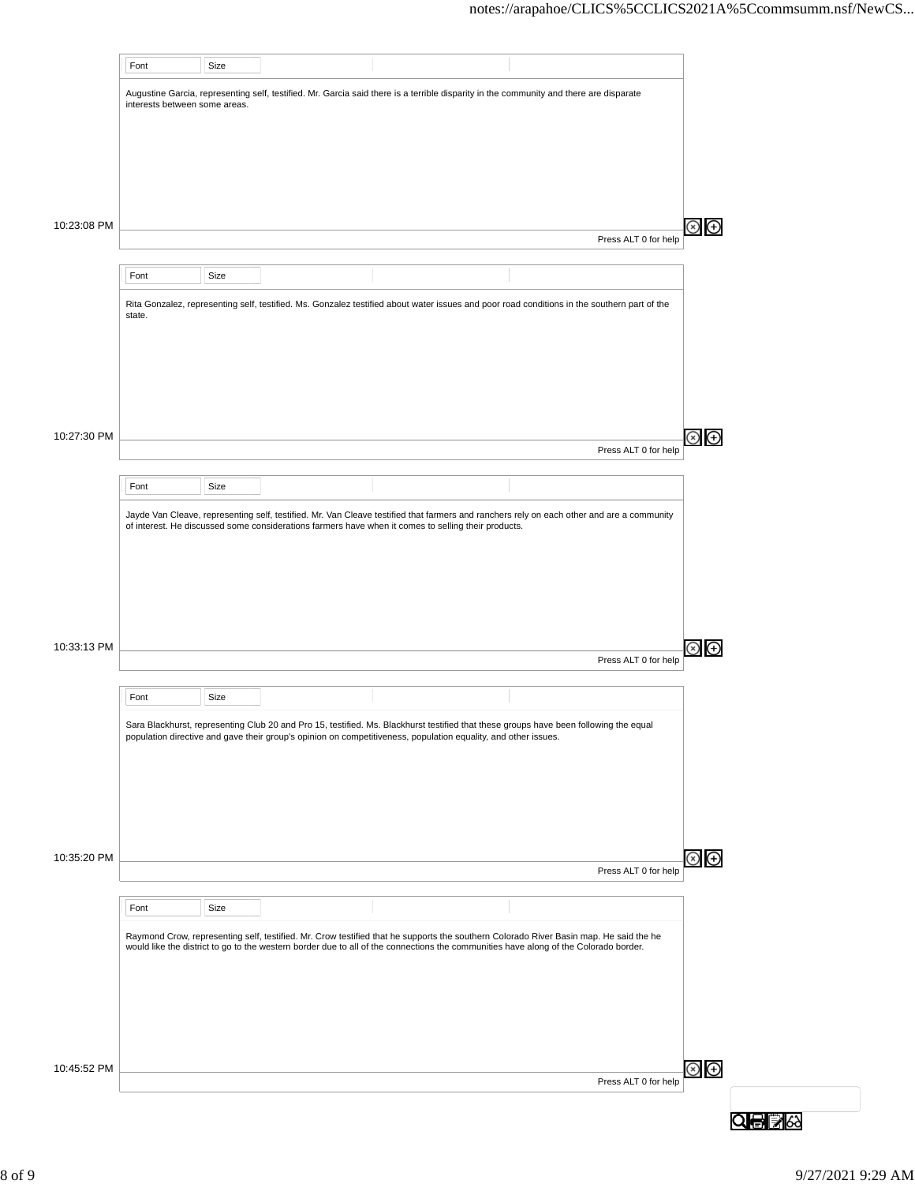Augustine Garcia, representing self, testified. Mr. Garcia said there is a terrible disparity in the community and there are disparate interests between some areas.

10:23:08 PM

Rita Gonzalez, representing self, testified. Ms. Gonzalez testified about water issues and poor road conditions in the southern part of the state.

10:27:30 PM

Jayde Van Cleave, representing self, testified. Mr. Van Cleave testified that farmers and ranchers rely on each other and are a community of interest. He discussed some considerations farmers have when it comes to selling their products.

10:33:13 PM

Sara Blackhurst, representing Club 20 and Pro 15, testified. Ms. Blackhurst testified that these groups have been following the equal population directive and gave their group's opinion on competitiveness, population equality, and other issues.

10:35:20 PM

Raymond Crow, representing self, testified. Mr. Crow testified that he supports the southern Colorado River Basin map. He said the he would like the district to go to the western border due to all of the connections the communities have along of the Colorado border.

10:45:52 PM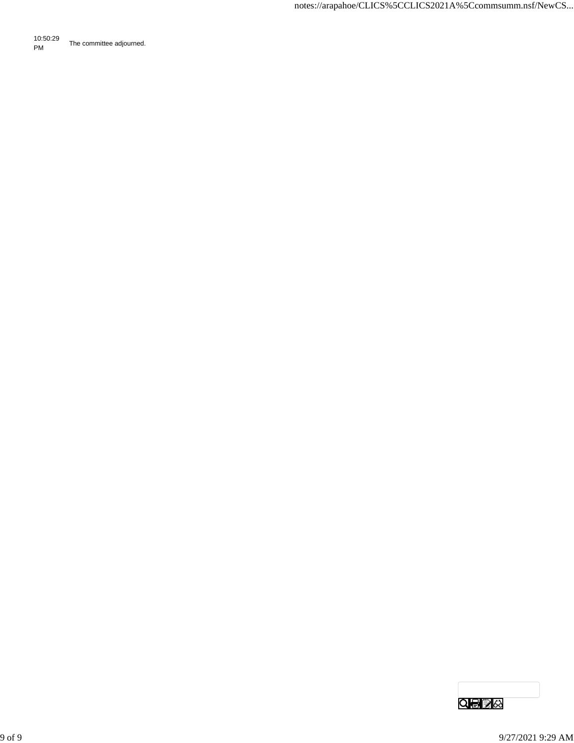| | |
|---|---|
| 10:50:29 PM | The committee adjourned. |